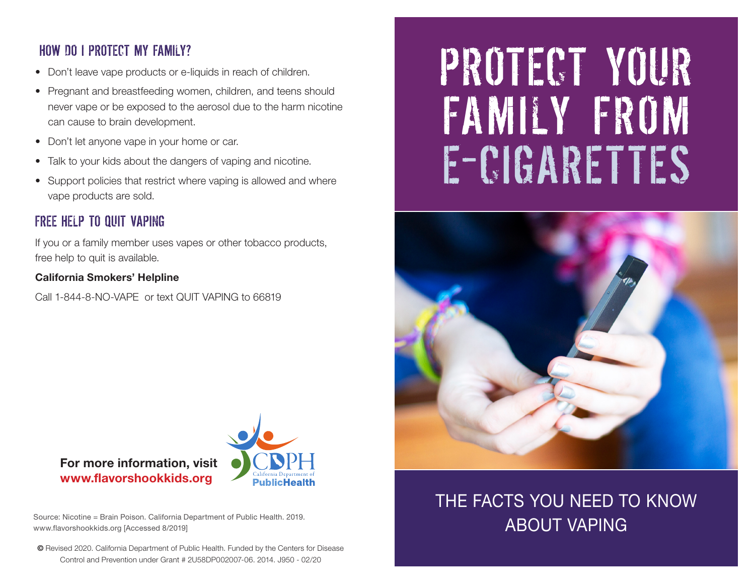# PROTECT YOUR FAMILY FROM E-CIGARETTES

## THE FACTS YOU NEED TO KNOW ABOUT VAPING

## HOW DO I PROTECT MY FAMILY?

- Don't leave vape products or e-liquids in reach of children.
- Pregnant and breastfeeding women, children, and teens should never vape or be exposed to the aerosol due to the harm nicotine can cause to brain development.
- Don't let anyone vape in your home or car.
- Talk to your kids about the dangers of vaping and nicotine.
- Support policies that restrict where vaping is allowed and where vape products are sold.

## FREE HELP TO QUIT VAPING

If you or a family member uses vapes or other tobacco products, free help to quit is available.

**California Smokers' Helpline**

Call 1-844-8-NO-VAPE or text QUIT VAPING to 66819

**For more information, visit**
**www.flavorshookkids.org**

CDPH California Department of Public Health

Source: Nicotine = Brain Poison. California Department of Public Health. 2019. www.flavorshookkids.org [Accessed 8/2019]

© Revised 2020. California Department of Public Health. Funded by the Centers for Disease Control and Prevention under Grant # 2U58DP002007-06. 2014. J950 - 02/20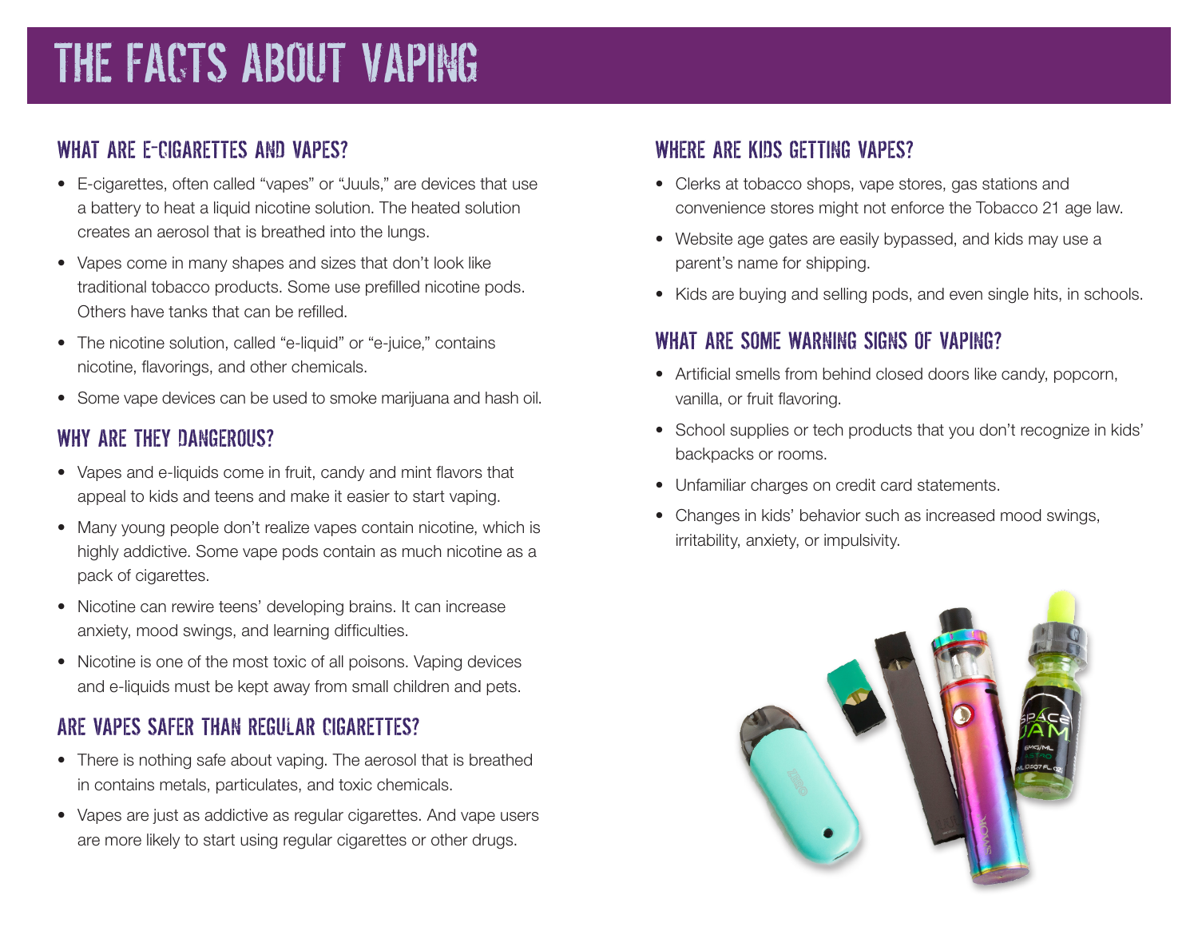# THE FACTS ABOUT VAPING

## WHAT ARE E-CIGARETTES AND VAPES?

- E-cigarettes, often called "vapes" or "Juuls," are devices that use a battery to heat a liquid nicotine solution. The heated solution creates an aerosol that is breathed into the lungs.
- Vapes come in many shapes and sizes that don't look like traditional tobacco products. Some use prefilled nicotine pods. Others have tanks that can be refilled.
- The nicotine solution, called "e-liquid" or "e-juice," contains nicotine, flavorings, and other chemicals.
- Some vape devices can be used to smoke marijuana and hash oil.

## WHY ARE THEY DANGEROUS?

- Vapes and e-liquids come in fruit, candy and mint flavors that appeal to kids and teens and make it easier to start vaping.
- Many young people don't realize vapes contain nicotine, which is highly addictive. Some vape pods contain as much nicotine as a pack of cigarettes.
- Nicotine can rewire teens' developing brains. It can increase anxiety, mood swings, and learning difficulties.
- Nicotine is one of the most toxic of all poisons. Vaping devices and e-liquids must be kept away from small children and pets.

## ARE VAPES SAFER THAN REGULAR CIGARETTES?

- There is nothing safe about vaping. The aerosol that is breathed in contains metals, particulates, and toxic chemicals.
- Vapes are just as addictive as regular cigarettes. And vape users are more likely to start using regular cigarettes or other drugs.

## WHERE ARE KIDS GETTING VAPES?

- Clerks at tobacco shops, vape stores, gas stations and convenience stores might not enforce the Tobacco 21 age law.
- Website age gates are easily bypassed, and kids may use a parent's name for shipping.
- Kids are buying and selling pods, and even single hits, in schools.

## WHAT ARE SOME WARNING SIGNS OF VAPING?

- Artificial smells from behind closed doors like candy, popcorn, vanilla, or fruit flavoring.
- School supplies or tech products that you don't recognize in kids' backpacks or rooms.
- Unfamiliar charges on credit card statements.
- Changes in kids' behavior such as increased mood swings, irritability, anxiety, or impulsivity.